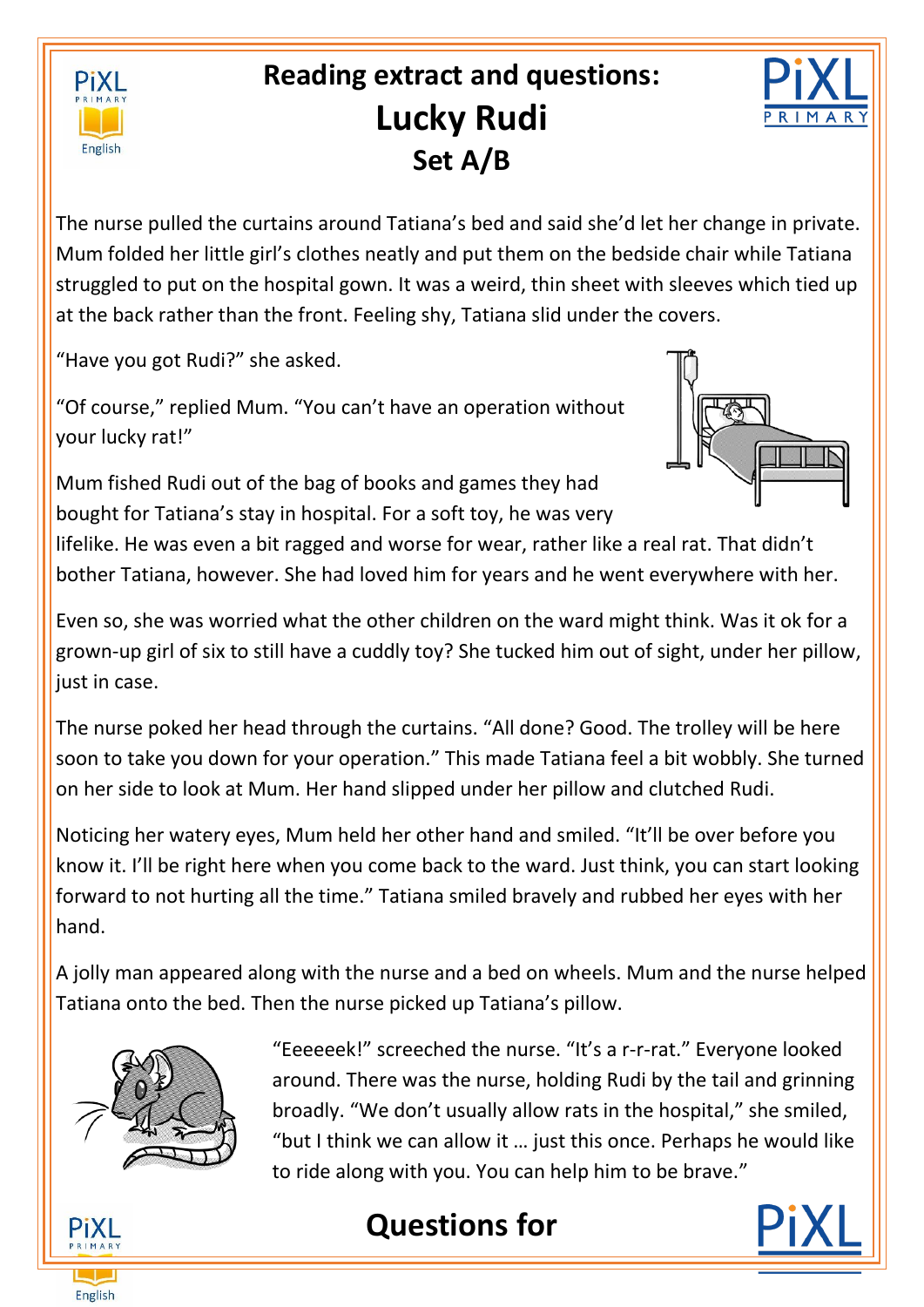# Reading extract and questions:
# Lucky Rudi
## Set A/B

The nurse pulled the curtains around Tatiana's bed and said she'd let her change in private. Mum folded her little girl's clothes neatly and put them on the bedside chair while Tatiana struggled to put on the hospital gown. It was a weird, thin sheet with sleeves which tied up at the back rather than the front. Feeling shy, Tatiana slid under the covers.

"Have you got Rudi?" she asked.

"Of course," replied Mum. "You can't have an operation without your lucky rat!"

Mum fished Rudi out of the bag of books and games they had bought for Tatiana's stay in hospital. For a soft toy, he was very lifelike. He was even a bit ragged and worse for wear, rather like a real rat. That didn't bother Tatiana, however. She had loved him for years and he went everywhere with her.

Even so, she was worried what the other children on the ward might think. Was it ok for a grown-up girl of six to still have a cuddly toy? She tucked him out of sight, under her pillow, just in case.

The nurse poked her head through the curtains. "All done? Good. The trolley will be here soon to take you down for your operation." This made Tatiana feel a bit wobbly. She turned on her side to look at Mum. Her hand slipped under her pillow and clutched Rudi.

Noticing her watery eyes, Mum held her other hand and smiled. "It'll be over before you know it. I'll be right here when you come back to the ward. Just think, you can start looking forward to not hurting all the time." Tatiana smiled bravely and rubbed her eyes with her hand.

A jolly man appeared along with the nurse and a bed on wheels. Mum and the nurse helped Tatiana onto the bed. Then the nurse picked up Tatiana's pillow.

"Eeeeeek!" screeched the nurse. "It's a r-r-rat." Everyone looked around. There was the nurse, holding Rudi by the tail and grinning broadly. "We don't usually allow rats in the hospital," she smiled, "but I think we can allow it … just this once. Perhaps he would like to ride along with you. You can help him to be brave."

## Questions for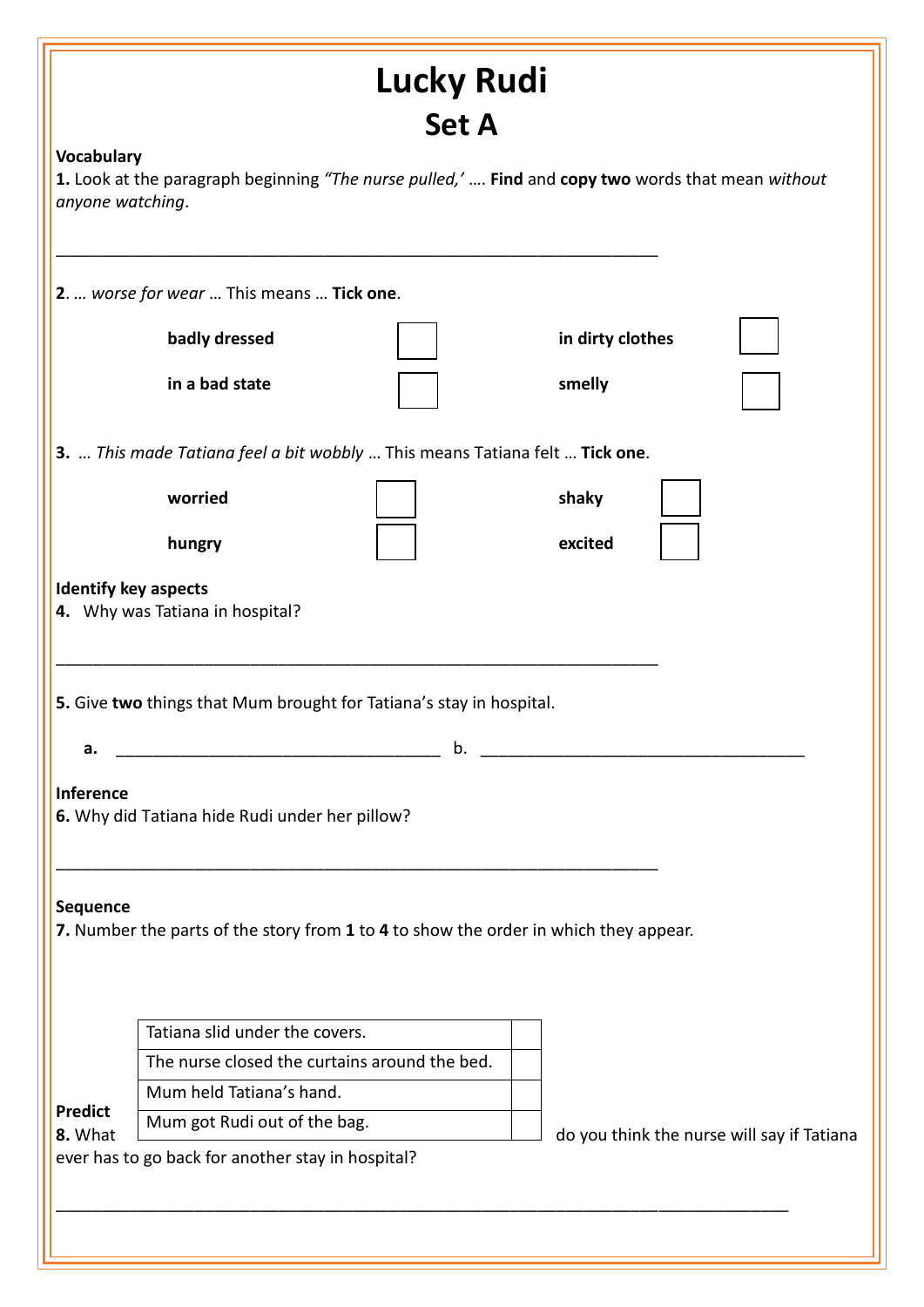# Lucky Rudi
## Set A

**Vocabulary**

**1.** Look at the paragraph beginning *"The nurse pulled,'* …. **Find** and **copy two** words that mean *without anyone watching*.

_______________________________________________________________

**2.** … *worse for wear* … This means … **Tick one**.

| | | | |
|---|---|---|---|
| **badly dressed** | ☐ | **in dirty clothes** | ☐ |
| **in a bad state** | ☐ | **smelly** | ☐ |

**3.** … *This made Tatiana feel a bit wobbly* … This means Tatiana felt … **Tick one**.

| | | | |
|---|---|---|---|
| **worried** | ☐ | **shaky** | ☐ |
| **hungry** | ☐ | **excited** | ☐ |

**Identify key aspects**

**4.** Why was Tatiana in hospital?

_______________________________________________________________

**5.** Give **two** things that Mum brought for Tatiana's stay in hospital.

**a.** ________________________________ b. ________________________________

**Inference**

**6.** Why did Tatiana hide Rudi under her pillow?

_______________________________________________________________

**Sequence**

**7.** Number the parts of the story from **1** to **4** to show the order in which they appear.

| | |
|---|---|
| Tatiana slid under the covers. | |
| The nurse closed the curtains around the bed. | |
| Mum held Tatiana's hand. | |
| Mum got Rudi out of the bag. | |

**Predict**

**8.** What do you think the nurse will say if Tatiana ever has to go back for another stay in hospital?

_______________________________________________________________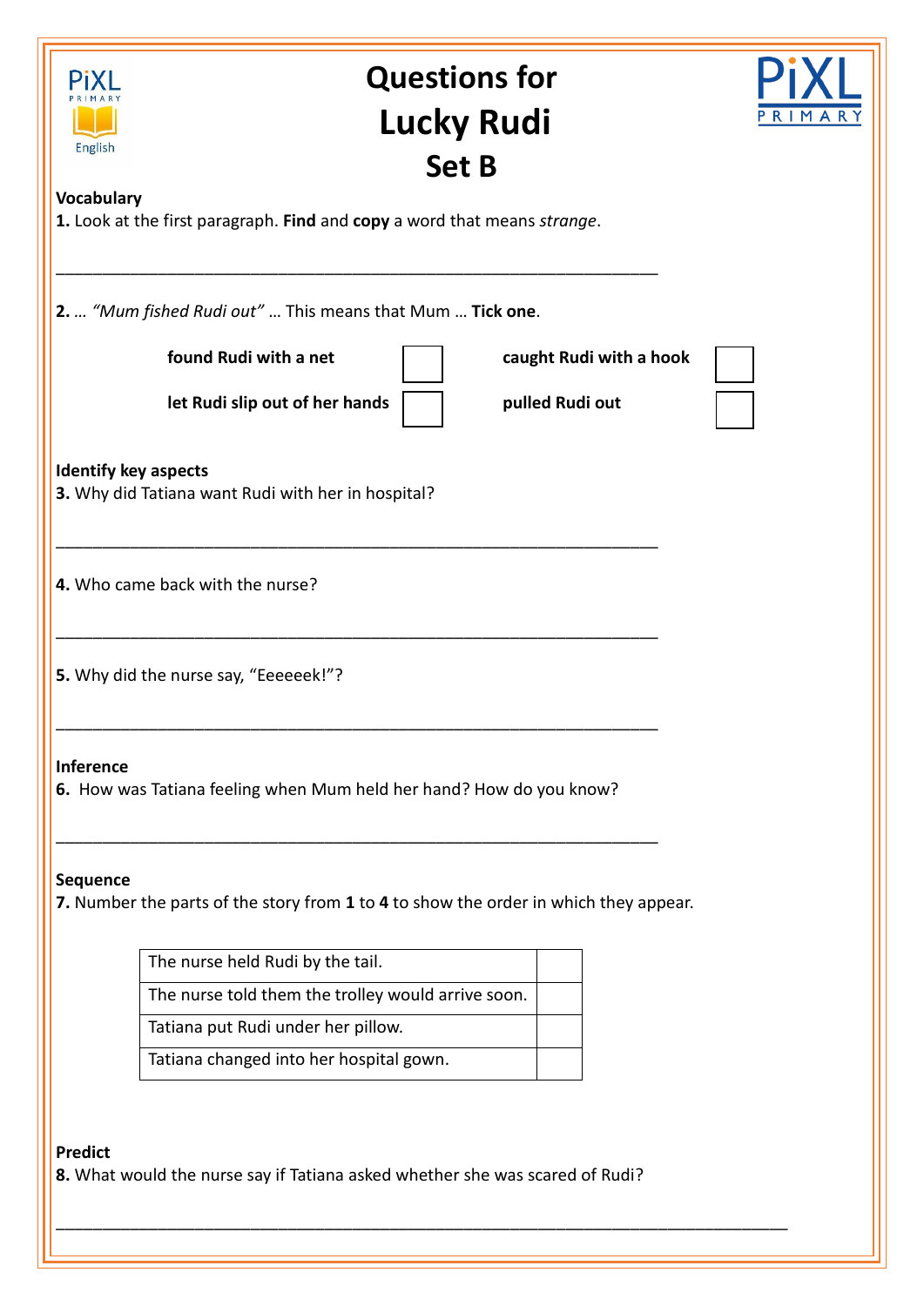# Questions for Lucky Rudi Set B

**Vocabulary**

**1.** Look at the first paragraph. **Find** and **copy** a word that means *strange*.

___________________________________________________________________

**2.** … *"Mum fished Rudi out"* … This means that Mum … **Tick one**.

| | | | |
|---|---|---|---|
| **found Rudi with a net** | ☐ | **caught Rudi with a hook** | ☐ |
| **let Rudi slip out of her hands** | ☐ | **pulled Rudi out** | ☐ |

**Identify key aspects**

**3.** Why did Tatiana want Rudi with her in hospital?

___________________________________________________________________

**4.** Who came back with the nurse?

___________________________________________________________________

**5.** Why did the nurse say, "Eeeeeek!"?

___________________________________________________________________

**Inference**

**6.** How was Tatiana feeling when Mum held her hand? How do you know?

___________________________________________________________________

**Sequence**

**7.** Number the parts of the story from **1** to **4** to show the order in which they appear.

| | |
|---|---|
| The nurse held Rudi by the tail. | |
| The nurse told them the trolley would arrive soon. | |
| Tatiana put Rudi under her pillow. | |
| Tatiana changed into her hospital gown. | |

**Predict**

**8.** What would the nurse say if Tatiana asked whether she was scared of Rudi?

___________________________________________________________________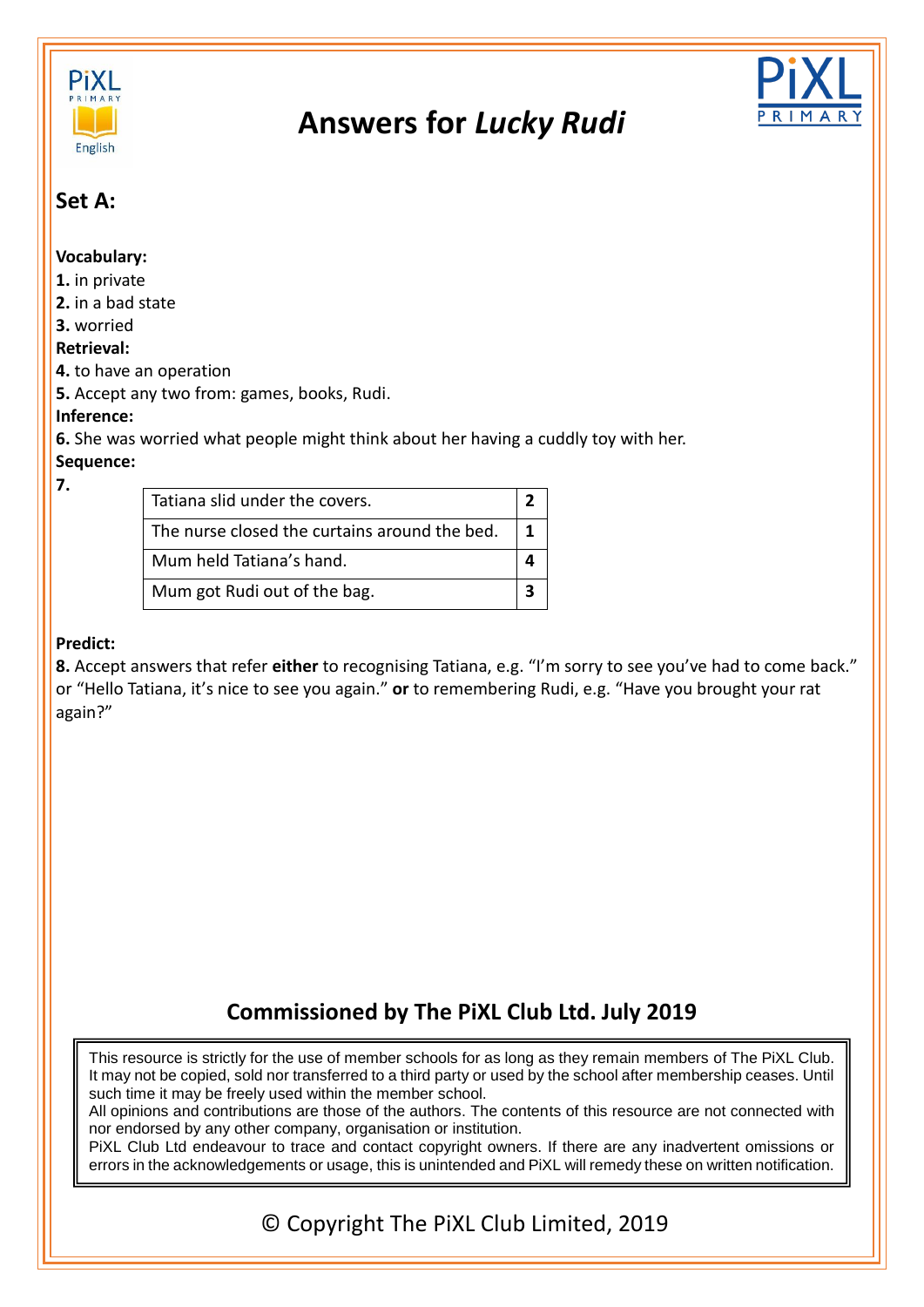# Answers for *Lucky Rudi*

## Set A:

**Vocabulary:**

**1.** in private

**2.** in a bad state

**3.** worried

**Retrieval:**

**4.** to have an operation

**5.** Accept any two from: games, books, Rudi.

**Inference:**

**6.** She was worried what people might think about her having a cuddly toy with her.

**Sequence:**

**7.**

| | |
|---|---|
| Tatiana slid under the covers. | **2** |
| The nurse closed the curtains around the bed. | **1** |
| Mum held Tatiana's hand. | **4** |
| Mum got Rudi out of the bag. | **3** |

**Predict:**

**8.** Accept answers that refer **either** to recognising Tatiana, e.g. "I'm sorry to see you've had to come back." or "Hello Tatiana, it's nice to see you again." **or** to remembering Rudi, e.g. "Have you brought your rat again?"

**Commissioned by The PiXL Club Ltd. July 2019**

This resource is strictly for the use of member schools for as long as they remain members of The PiXL Club. It may not be copied, sold nor transferred to a third party or used by the school after membership ceases. Until such time it may be freely used within the member school.
All opinions and contributions are those of the authors. The contents of this resource are not connected with nor endorsed by any other company, organisation or institution.
PiXL Club Ltd endeavour to trace and contact copyright owners. If there are any inadvertent omissions or errors in the acknowledgements or usage, this is unintended and PiXL will remedy these on written notification.

© Copyright The PiXL Club Limited, 2019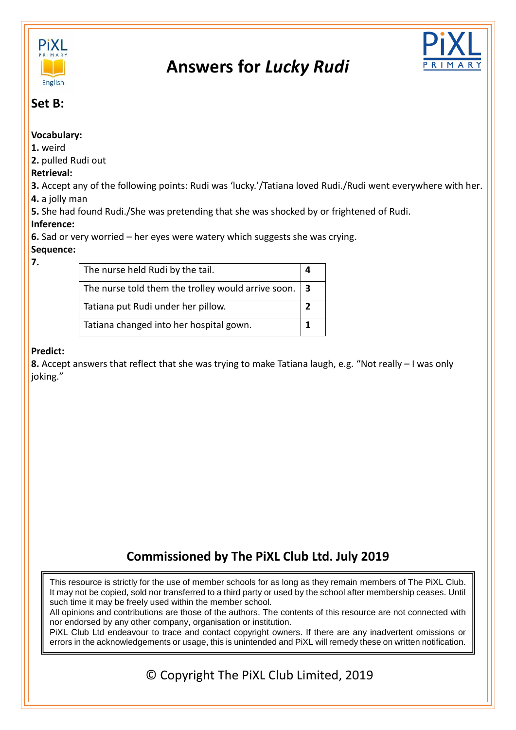# Answers for *Lucky Rudi*

## Set B:

**Vocabulary:**

**1.** weird

**2.** pulled Rudi out

**Retrieval:**

**3.** Accept any of the following points: Rudi was 'lucky.'/Tatiana loved Rudi./Rudi went everywhere with her.

**4.** a jolly man

**5.** She had found Rudi./She was pretending that she was shocked by or frightened of Rudi.

**Inference:**

**6.** Sad or very worried – her eyes were watery which suggests she was crying.

**Sequence:**

**7.**

| | |
|---|---|
| The nurse held Rudi by the tail. | **4** |
| The nurse told them the trolley would arrive soon. | **3** |
| Tatiana put Rudi under her pillow. | **2** |
| Tatiana changed into her hospital gown. | **1** |

**Predict:**

**8.** Accept answers that reflect that she was trying to make Tatiana laugh, e.g. "Not really – I was only joking."

## Commissioned by The PiXL Club Ltd. July 2019

This resource is strictly for the use of member schools for as long as they remain members of The PiXL Club. It may not be copied, sold nor transferred to a third party or used by the school after membership ceases. Until such time it may be freely used within the member school.
All opinions and contributions are those of the authors. The contents of this resource are not connected with nor endorsed by any other company, organisation or institution.
PiXL Club Ltd endeavour to trace and contact copyright owners. If there are any inadvertent omissions or errors in the acknowledgements or usage, this is unintended and PiXL will remedy these on written notification.

© Copyright The PiXL Club Limited, 2019